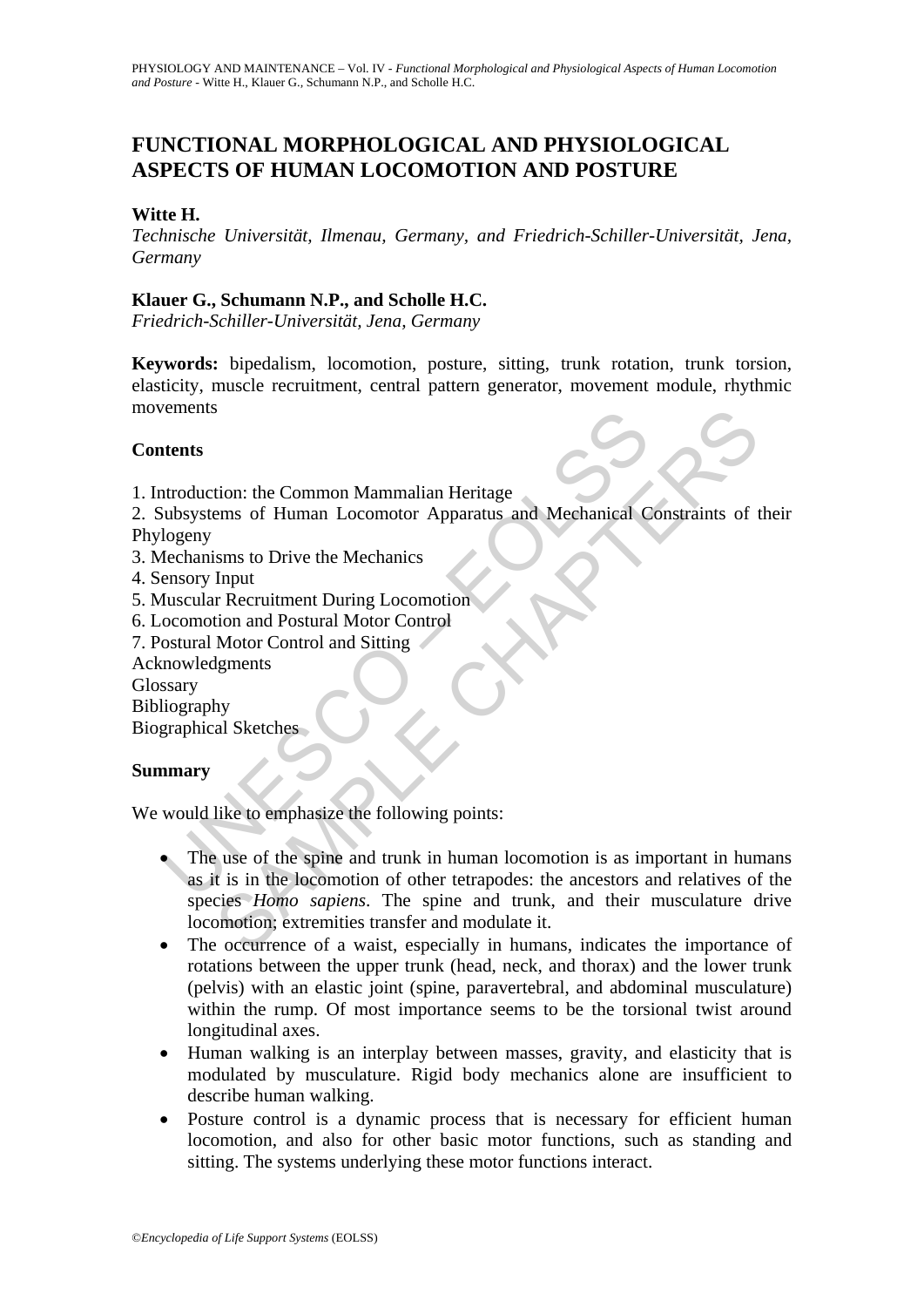# FUNCTIONAL MORPHOLOGICAL AND PHYSIOLOGICAL ASPECTS OF HUMAN LOCOMOTION AND POSTURE

**Witte H.**

*Technische Universität, Ilmenau, Germany, and Friedrich-Schiller-Universität, Jena, Germany*

**Klauer G., Schumann N.P., and Scholle H.C.**

*Friedrich-Schiller-Universität, Jena, Germany*

**Keywords:** bipedalism, locomotion, posture, sitting, trunk rotation, trunk torsion, elasticity, muscle recruitment, central pattern generator, movement module, rhythmic movements

## Contents

1. Introduction: the Common Mammalian Heritage
2. Subsystems of Human Locomotor Apparatus and Mechanical Constraints of their Phylogeny
3. Mechanisms to Drive the Mechanics
4. Sensory Input
5. Muscular Recruitment During Locomotion
6. Locomotion and Postural Motor Control
7. Postural Motor Control and Sitting

Acknowledgments
Glossary
Bibliography
Biographical Sketches

## Summary

We would like to emphasize the following points:

- The use of the spine and trunk in human locomotion is as important in humans as it is in the locomotion of other tetrapodes: the ancestors and relatives of the species *Homo sapiens*. The spine and trunk, and their musculature drive locomotion; extremities transfer and modulate it.
- The occurrence of a waist, especially in humans, indicates the importance of rotations between the upper trunk (head, neck, and thorax) and the lower trunk (pelvis) with an elastic joint (spine, paravertebral, and abdominal musculature) within the rump. Of most importance seems to be the torsional twist around longitudinal axes.
- Human walking is an interplay between masses, gravity, and elasticity that is modulated by musculature. Rigid body mechanics alone are insufficient to describe human walking.
- Posture control is a dynamic process that is necessary for efficient human locomotion, and also for other basic motor functions, such as standing and sitting. The systems underlying these motor functions interact.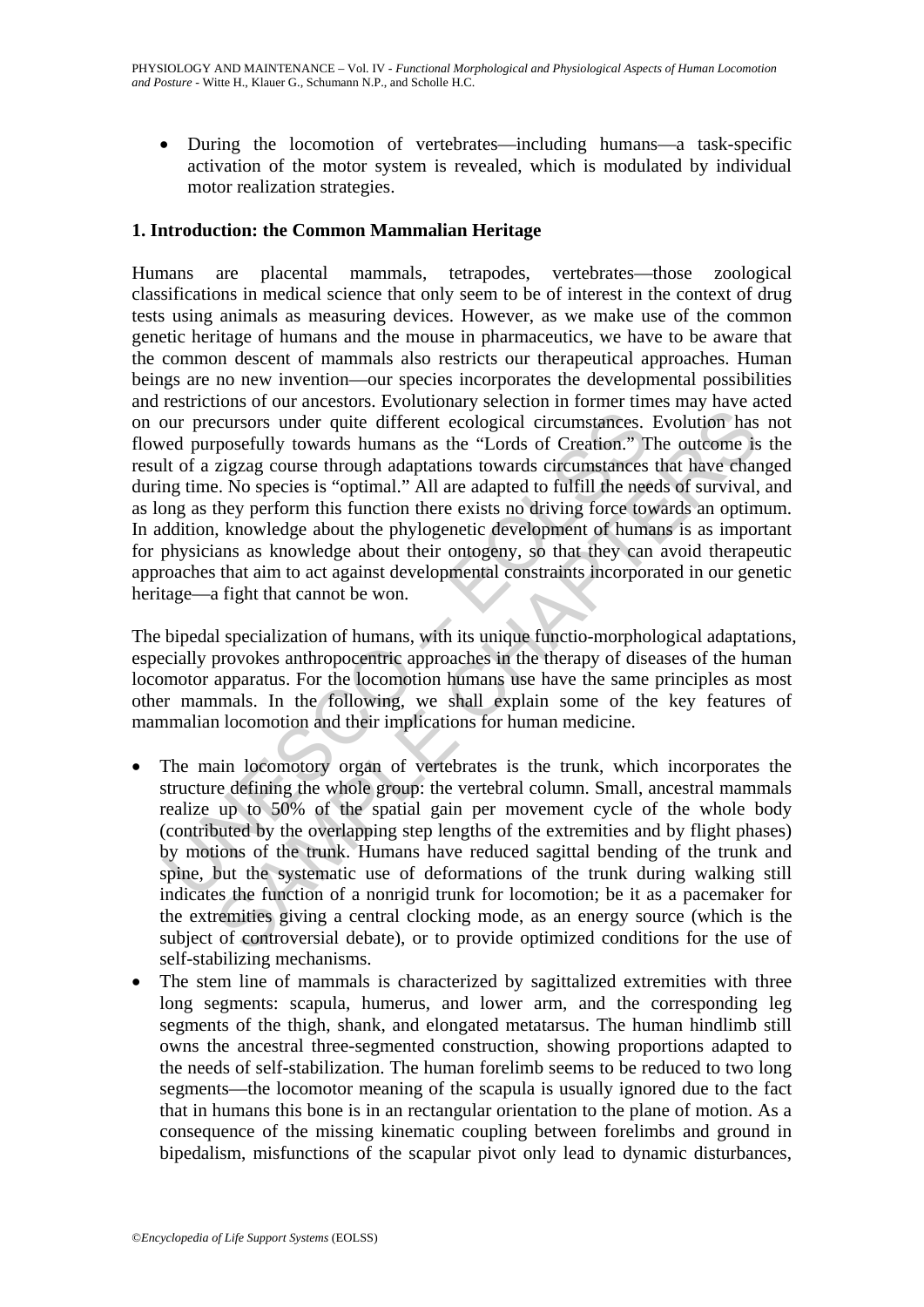- During the locomotion of vertebrates—including humans—a task-specific activation of the motor system is revealed, which is modulated by individual motor realization strategies.

## 1. Introduction: the Common Mammalian Heritage

Humans are placental mammals, tetrapodes, vertebrates—those zoological classifications in medical science that only seem to be of interest in the context of drug tests using animals as measuring devices. However, as we make use of the common genetic heritage of humans and the mouse in pharmaceutics, we have to be aware that the common descent of mammals also restricts our therapeutical approaches. Human beings are no new invention—our species incorporates the developmental possibilities and restrictions of our ancestors. Evolutionary selection in former times may have acted on our precursors under quite different ecological circumstances. Evolution has not flowed purposefully towards humans as the "Lords of Creation." The outcome is the result of a zigzag course through adaptations towards circumstances that have changed during time. No species is "optimal." All are adapted to fulfill the needs of survival, and as long as they perform this function there exists no driving force towards an optimum. In addition, knowledge about the phylogenetic development of humans is as important for physicians as knowledge about their ontogeny, so that they can avoid therapeutic approaches that aim to act against developmental constraints incorporated in our genetic heritage—a fight that cannot be won.

The bipedal specialization of humans, with its unique functio-morphological adaptations, especially provokes anthropocentric approaches in the therapy of diseases of the human locomotor apparatus. For the locomotion humans use have the same principles as most other mammals. In the following, we shall explain some of the key features of mammalian locomotion and their implications for human medicine.

- The main locomotory organ of vertebrates is the trunk, which incorporates the structure defining the whole group: the vertebral column. Small, ancestral mammals realize up to 50% of the spatial gain per movement cycle of the whole body (contributed by the overlapping step lengths of the extremities and by flight phases) by motions of the trunk. Humans have reduced sagittal bending of the trunk and spine, but the systematic use of deformations of the trunk during walking still indicates the function of a nonrigid trunk for locomotion; be it as a pacemaker for the extremities giving a central clocking mode, as an energy source (which is the subject of controversial debate), or to provide optimized conditions for the use of self-stabilizing mechanisms.
- The stem line of mammals is characterized by sagittalized extremities with three long segments: scapula, humerus, and lower arm, and the corresponding leg segments of the thigh, shank, and elongated metatarsus. The human hindlimb still owns the ancestral three-segmented construction, showing proportions adapted to the needs of self-stabilization. The human forelimb seems to be reduced to two long segments—the locomotor meaning of the scapula is usually ignored due to the fact that in humans this bone is in an rectangular orientation to the plane of motion. As a consequence of the missing kinematic coupling between forelimbs and ground in bipedalism, misfunctions of the scapular pivot only lead to dynamic disturbances,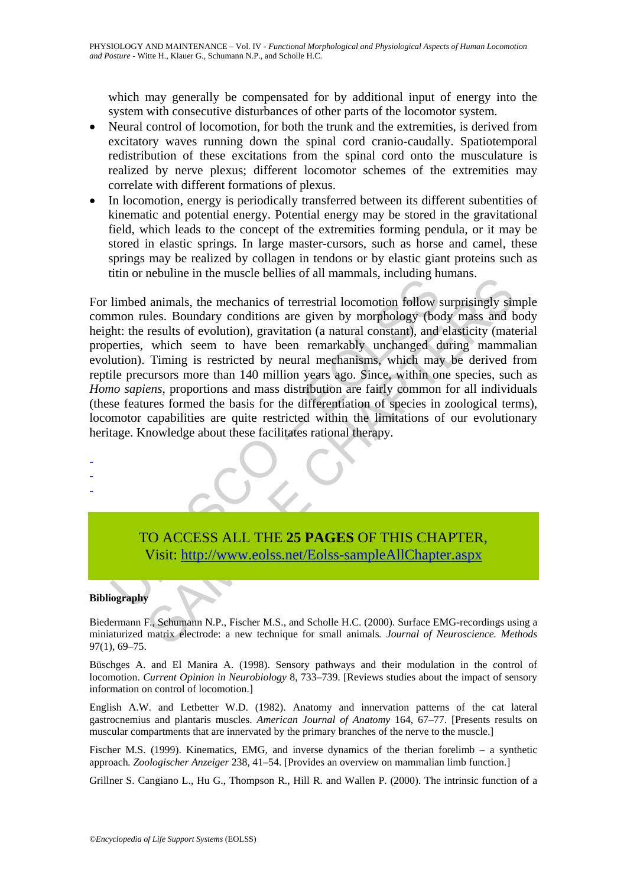which may generally be compensated for by additional input of energy into the system with consecutive disturbances of other parts of the locomotor system.

- Neural control of locomotion, for both the trunk and the extremities, is derived from excitatory waves running down the spinal cord cranio-caudally. Spatiotemporal redistribution of these excitations from the spinal cord onto the musculature is realized by nerve plexus; different locomotor schemes of the extremities may correlate with different formations of plexus.
- In locomotion, energy is periodically transferred between its different subentities of kinematic and potential energy. Potential energy may be stored in the gravitational field, which leads to the concept of the extremities forming pendula, or it may be stored in elastic springs. In large master-cursors, such as horse and camel, these springs may be realized by collagen in tendons or by elastic giant proteins such as titin or nebuline in the muscle bellies of all mammals, including humans.

For limbed animals, the mechanics of terrestrial locomotion follow surprisingly simple common rules. Boundary conditions are given by morphology (body mass and body height: the results of evolution), gravitation (a natural constant), and elasticity (material properties, which seem to have been remarkably unchanged during mammalian evolution). Timing is restricted by neural mechanisms, which may be derived from reptile precursors more than 140 million years ago. Since, within one species, such as *Homo sapiens*, proportions and mass distribution are fairly common for all individuals (these features formed the basis for the differentiation of species in zoological terms), locomotor capabilities are quite restricted within the limitations of our evolutionary heritage. Knowledge about these facilitates rational therapy.

-
-
-

TO ACCESS ALL THE **25 PAGES** OF THIS CHAPTER,
Visit: http://www.eolss.net/Eolss-sampleAllChapter.aspx

**Bibliography**

Biedermann F., Schumann N.P., Fischer M.S., and Scholle H.C. (2000). Surface EMG-recordings using a miniaturized matrix electrode: a new technique for small animals*. Journal of Neuroscience. Methods* 97(1), 69–75.

Büschges A. and El Manira A. (1998). Sensory pathways and their modulation in the control of locomotion. *Current Opinion in Neurobiology* 8, 733–739. [Reviews studies about the impact of sensory information on control of locomotion.]

English A.W. and Letbetter W.D. (1982). Anatomy and innervation patterns of the cat lateral gastrocnemius and plantaris muscles. *American Journal of Anatomy* 164, 67–77. [Presents results on muscular compartments that are innervated by the primary branches of the nerve to the muscle.]

Fischer M.S. (1999). Kinematics, EMG, and inverse dynamics of the therian forelimb – a synthetic approach*. Zoologischer Anzeiger* 238, 41–54. [Provides an overview on mammalian limb function.]

Grillner S. Cangiano L., Hu G., Thompson R., Hill R. and Wallen P. (2000). The intrinsic function of a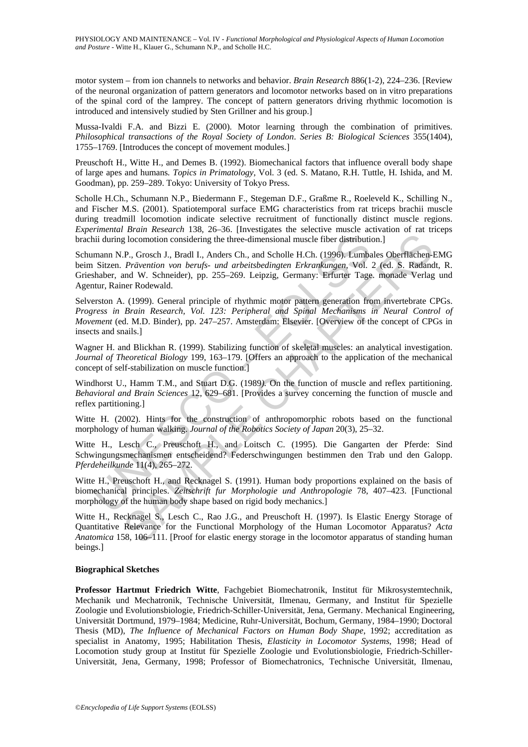motor system – from ion channels to networks and behavior. *Brain Research* 886(1-2), 224–236. [Review of the neuronal organization of pattern generators and locomotor networks based on in vitro preparations of the spinal cord of the lamprey. The concept of pattern generators driving rhythmic locomotion is introduced and intensively studied by Sten Grillner and his group.]

Mussa-Ivaldi F.A. and Bizzi E. (2000). Motor learning through the combination of primitives. *Philosophical transactions of the Royal Society of London. Series B: Biological Sciences* 355(1404), 1755–1769. [Introduces the concept of movement modules.]

Preuschoft H., Witte H., and Demes B. (1992). Biomechanical factors that influence overall body shape of large apes and humans. *Topics in Primatology*, Vol. 3 (ed. S. Matano, R.H. Tuttle, H. Ishida, and M. Goodman), pp. 259–289. Tokyo: University of Tokyo Press.

Scholle H.Ch., Schumann N.P., Biedermann F., Stegeman D.F., Graßme R., Roeleveld K., Schilling N., and Fischer M.S. (2001). Spatiotemporal surface EMG characteristics from rat triceps brachii muscle during treadmill locomotion indicate selective recruitment of functionally distinct muscle regions. *Experimental Brain Research* 138, 26–36. [Investigates the selective muscle activation of rat triceps brachii during locomotion considering the three-dimensional muscle fiber distribution.]

Schumann N.P., Grosch J., Bradl I., Anders Ch., and Scholle H.Ch. (1996). Lumbales Oberflächen-EMG beim Sitzen. *Prävention von berufs- und arbeitsbedingten Erkrankungen*, Vol. 2 (ed. S. Radandt, R. Grieshaber, and W. Schneider), pp. 255–269. Leipzig, Germany: Erfurter Tage. monade Verlag und Agentur, Rainer Rodewald.

Selverston A. (1999). General principle of rhythmic motor pattern generation from invertebrate CPGs. *Progress in Brain Research, Vol. 123: Peripheral and Spinal Mechanisms in Neural Control of Movement* (ed. M.D. Binder), pp. 247–257. Amsterdam: Elsevier. [Overview of the concept of CPGs in insects and snails.]

Wagner H. and Blickhan R. (1999). Stabilizing function of skeletal muscles: an analytical investigation. *Journal of Theoretical Biology* 199, 163–179. [Offers an approach to the application of the mechanical concept of self-stabilization on muscle function.]

Windhorst U., Hamm T.M., and Stuart D.G. (1989). On the function of muscle and reflex partitioning. *Behavioral and Brain Sciences* 12, 629–681. [Provides a survey concerning the function of muscle and reflex partitioning.]

Witte H. (2002). Hints for the construction of anthropomorphic robots based on the functional morphology of human walking. *Journal of the Robotics Society of Japan* 20(3), 25–32.

Witte H., Lesch C., Preuschoft H., and Loitsch C. (1995). Die Gangarten der Pferde: Sind Schwingungsmechanismen entscheidend? Federschwingungen bestimmen den Trab und den Galopp. *Pferdeheilkunde* 11(4), 265–272.

Witte H., Preuschoft H., and Recknagel S. (1991). Human body proportions explained on the basis of biomechanical principles. *Zeitschrift fur Morphologie und Anthropologie* 78, 407–423. [Functional morphology of the human body shape based on rigid body mechanics.]

Witte H., Recknagel S., Lesch C., Rao J.G., and Preuschoft H. (1997). Is Elastic Energy Storage of Quantitative Relevance for the Functional Morphology of the Human Locomotor Apparatus? *Acta Anatomica* 158, 106–111. [Proof for elastic energy storage in the locomotor apparatus of standing human beings.]

### Biographical Sketches

**Professor Hartmut Friedrich Witte**, Fachgebiet Biomechatronik, Institut für Mikrosystemtechnik, Mechanik und Mechatronik, Technische Universität, Ilmenau, Germany, and Institut für Spezielle Zoologie und Evolutionsbiologie, Friedrich-Schiller-Universität, Jena, Germany. Mechanical Engineering, Universität Dortmund, 1979–1984; Medicine, Ruhr-Universität, Bochum, Germany, 1984–1990; Doctoral Thesis (MD), *The Influence of Mechanical Factors on Human Body Shape*, 1992; accreditation as specialist in Anatomy, 1995; Habilitation Thesis, *Elasticity in Locomotor Systems*, 1998; Head of Locomotion study group at Institut für Spezielle Zoologie und Evolutionsbiologie, Friedrich-Schiller-Universität, Jena, Germany, 1998; Professor of Biomechatronics, Technische Universität, Ilmenau,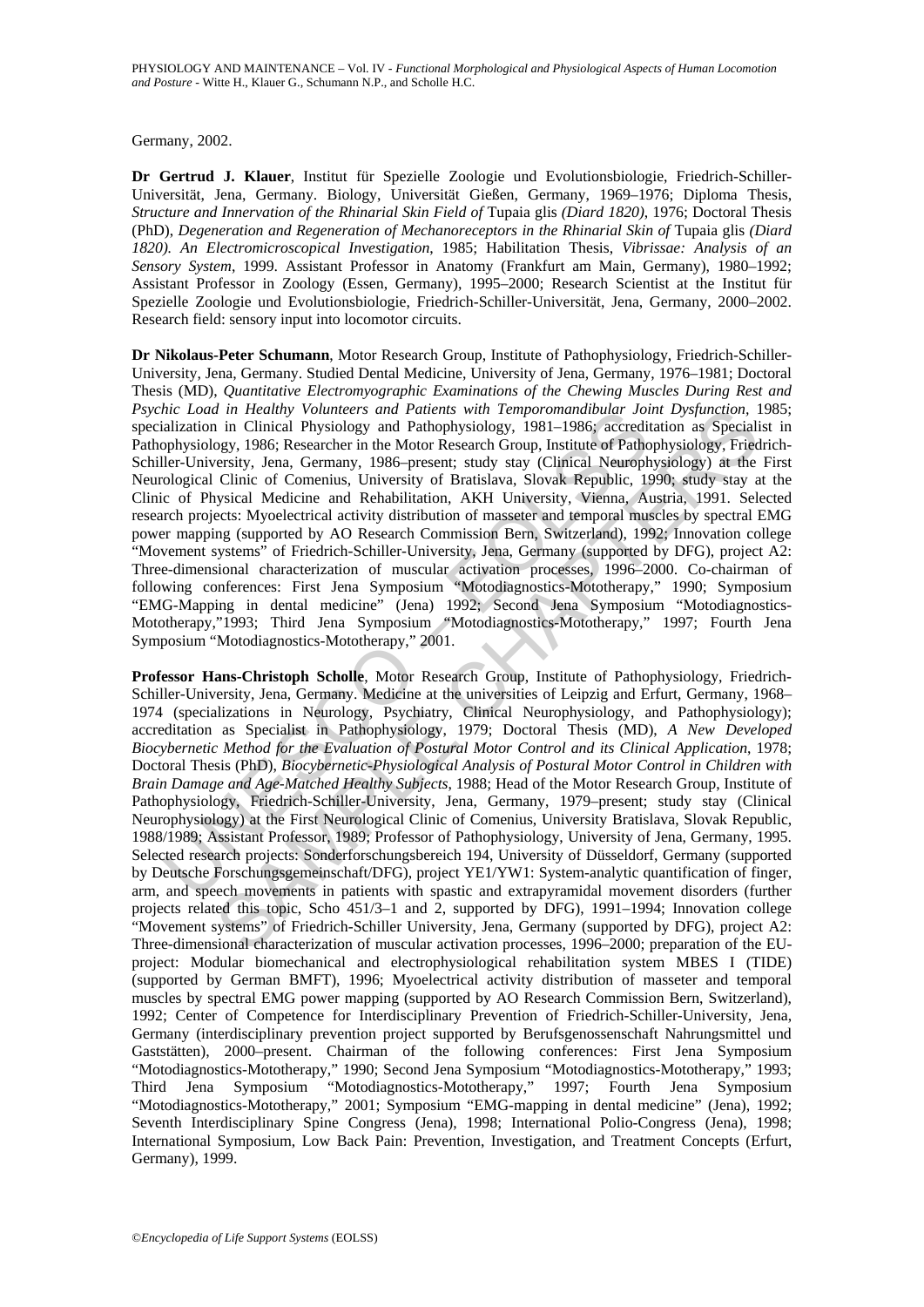Germany, 2002.

**Dr Gertrud J. Klauer**, Institut für Spezielle Zoologie und Evolutionsbiologie, Friedrich-Schiller-Universität, Jena, Germany. Biology, Universität Gießen, Germany, 1969–1976; Diploma Thesis, *Structure and Innervation of the Rhinarial Skin Field of* Tupaia glis *(Diard 1820)*, 1976; Doctoral Thesis (PhD), *Degeneration and Regeneration of Mechanoreceptors in the Rhinarial Skin of* Tupaia glis *(Diard 1820). An Electromicroscopical Investigation*, 1985; Habilitation Thesis, *Vibrissae: Analysis of an Sensory System*, 1999. Assistant Professor in Anatomy (Frankfurt am Main, Germany), 1980–1992; Assistant Professor in Zoology (Essen, Germany), 1995–2000; Research Scientist at the Institut für Spezielle Zoologie und Evolutionsbiologie, Friedrich-Schiller-Universität, Jena, Germany, 2000–2002. Research field: sensory input into locomotor circuits.

**Dr Nikolaus-Peter Schumann**, Motor Research Group, Institute of Pathophysiology, Friedrich-Schiller-University, Jena, Germany. Studied Dental Medicine, University of Jena, Germany, 1976–1981; Doctoral Thesis (MD), *Quantitative Electromyographic Examinations of the Chewing Muscles During Rest and Psychic Load in Healthy Volunteers and Patients with Temporomandibular Joint Dysfunction*, 1985; specialization in Clinical Physiology and Pathophysiology, 1981–1986; accreditation as Specialist in Pathophysiology, 1986; Researcher in the Motor Research Group, Institute of Pathophysiology, Friedrich-Schiller-University, Jena, Germany, 1986–present; study stay (Clinical Neurophysiology) at the First Neurological Clinic of Comenius, University of Bratislava, Slovak Republic, 1990; study stay at the Clinic of Physical Medicine and Rehabilitation, AKH University, Vienna, Austria, 1991. Selected research projects: Myoelectrical activity distribution of masseter and temporal muscles by spectral EMG power mapping (supported by AO Research Commission Bern, Switzerland), 1992; Innovation college "Movement systems" of Friedrich-Schiller-University, Jena, Germany (supported by DFG), project A2: Three-dimensional characterization of muscular activation processes, 1996–2000. Co-chairman of following conferences: First Jena Symposium "Motodiagnostics-Mototherapy," 1990; Symposium "EMG-Mapping in dental medicine" (Jena) 1992; Second Jena Symposium "Motodiagnostics-Mototherapy,"1993; Third Jena Symposium "Motodiagnostics-Mototherapy," 1997; Fourth Jena Symposium "Motodiagnostics-Mototherapy," 2001.

**Professor Hans-Christoph Scholle**, Motor Research Group, Institute of Pathophysiology, Friedrich-Schiller-University, Jena, Germany. Medicine at the universities of Leipzig and Erfurt, Germany, 1968–1974 (specializations in Neurology, Psychiatry, Clinical Neurophysiology, and Pathophysiology); accreditation as Specialist in Pathophysiology, 1979; Doctoral Thesis (MD), *A New Developed Biocybernetic Method for the Evaluation of Postural Motor Control and its Clinical Application*, 1978; Doctoral Thesis (PhD), *Biocybernetic-Physiological Analysis of Postural Motor Control in Children with Brain Damage and Age-Matched Healthy Subjects*, 1988; Head of the Motor Research Group, Institute of Pathophysiology, Friedrich-Schiller-University, Jena, Germany, 1979–present; study stay (Clinical Neurophysiology) at the First Neurological Clinic of Comenius, University Bratislava, Slovak Republic, 1988/1989; Assistant Professor, 1989; Professor of Pathophysiology, University of Jena, Germany, 1995. Selected research projects: Sonderforschungsbereich 194, University of Düsseldorf, Germany (supported by Deutsche Forschungsgemeinschaft/DFG), project YE1/YW1: System-analytic quantification of finger, arm, and speech movements in patients with spastic and extrapyramidal movement disorders (further projects related this topic, Scho 451/3–1 and 2, supported by DFG), 1991–1994; Innovation college "Movement systems" of Friedrich-Schiller University, Jena, Germany (supported by DFG), project A2: Three-dimensional characterization of muscular activation processes, 1996–2000; preparation of the EU-project: Modular biomechanical and electrophysiological rehabilitation system MBES I (TIDE) (supported by German BMFT), 1996; Myoelectrical activity distribution of masseter and temporal muscles by spectral EMG power mapping (supported by AO Research Commission Bern, Switzerland), 1992; Center of Competence for Interdisciplinary Prevention of Friedrich-Schiller-University, Jena, Germany (interdisciplinary prevention project supported by Berufsgenossenschaft Nahrungsmittel und Gaststätten), 2000–present. Chairman of the following conferences: First Jena Symposium "Motodiagnostics-Mototherapy," 1990; Second Jena Symposium "Motodiagnostics-Mototherapy," 1993; Third Jena Symposium "Motodiagnostics-Mototherapy," 1997; Fourth Jena Symposium "Motodiagnostics-Mototherapy," 2001; Symposium "EMG-mapping in dental medicine" (Jena), 1992; Seventh Interdisciplinary Spine Congress (Jena), 1998; International Polio-Congress (Jena), 1998; International Symposium, Low Back Pain: Prevention, Investigation, and Treatment Concepts (Erfurt, Germany), 1999.